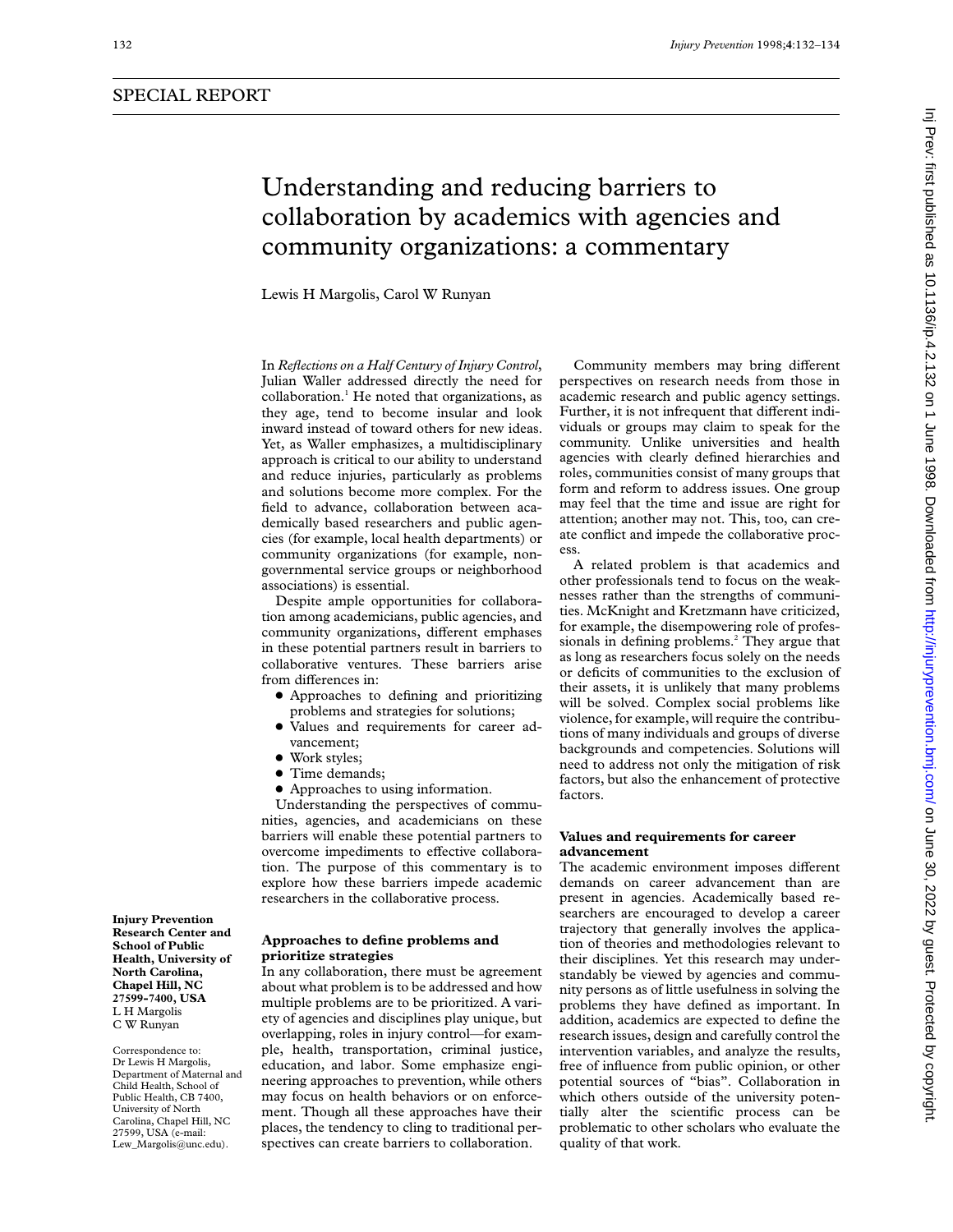SPECIAL REPORT

# Understanding and reducing barriers to collaboration by academics with agencies and community organizations: a commentary

Lewis H Margolis, Carol W Runyan

**Injury Prevention Research Center and School of Public Health, University of North Carolina, Chapel Hill, NC 27599-7400, USA**
L H Margolis
C W Runyan

Correspondence to: Dr Lewis H Margolis, Department of Maternal and Child Health, School of Public Health, CB 7400, University of North Carolina, Chapel Hill, NC 27599, USA (e-mail: Lew_Margolis@unc.edu).

In *Reflections on a Half Century of Injury Control*, Julian Waller addressed directly the need for collaboration.[1] He noted that organizations, as they age, tend to become insular and look inward instead of toward others for new ideas. Yet, as Waller emphasizes, a multidisciplinary approach is critical to our ability to understand and reduce injuries, particularly as problems and solutions become more complex. For the field to advance, collaboration between academically based researchers and public agencies (for example, local health departments) or community organizations (for example, nongovernmental service groups or neighborhood associations) is essential.

Despite ample opportunities for collaboration among academicians, public agencies, and community organizations, different emphases in these potential partners result in barriers to collaborative ventures. These barriers arise from differences in:

- Approaches to defining and prioritizing problems and strategies for solutions;
- Values and requirements for career advancement;
- Work styles;
- Time demands;
- Approaches to using information.

Understanding the perspectives of communities, agencies, and academicians on these barriers will enable these potential partners to overcome impediments to effective collaboration. The purpose of this commentary is to explore how these barriers impede academic researchers in the collaborative process.

### Approaches to define problems and prioritize strategies

In any collaboration, there must be agreement about what problem is to be addressed and how multiple problems are to be prioritized. A variety of agencies and disciplines play unique, but overlapping, roles in injury control—for example, health, transportation, criminal justice, education, and labor. Some emphasize engineering approaches to prevention, while others may focus on health behaviors or on enforcement. Though all these approaches have their places, the tendency to cling to traditional perspectives can create barriers to collaboration.

Community members may bring different perspectives on research needs from those in academic research and public agency settings. Further, it is not infrequent that different individuals or groups may claim to speak for the community. Unlike universities and health agencies with clearly defined hierarchies and roles, communities consist of many groups that form and reform to address issues. One group may feel that the time and issue are right for attention; another may not. This, too, can create conflict and impede the collaborative process.

A related problem is that academics and other professionals tend to focus on the weaknesses rather than the strengths of communities. McKnight and Kretzmann have criticized, for example, the disempowering role of professionals in defining problems.[2] They argue that as long as researchers focus solely on the needs or deficits of communities to the exclusion of their assets, it is unlikely that many problems will be solved. Complex social problems like violence, for example, will require the contributions of many individuals and groups of diverse backgrounds and competencies. Solutions will need to address not only the mitigation of risk factors, but also the enhancement of protective factors.

### Values and requirements for career advancement

The academic environment imposes different demands on career advancement than are present in agencies. Academically based researchers are encouraged to develop a career trajectory that generally involves the application of theories and methodologies relevant to their disciplines. Yet this research may understandably be viewed by agencies and community persons as of little usefulness in solving the problems they have defined as important. In addition, academics are expected to define the research issues, design and carefully control the intervention variables, and analyze the results, free of influence from public opinion, or other potential sources of "bias". Collaboration in which others outside of the university potentially alter the scientific process can be problematic to other scholars who evaluate the quality of that work.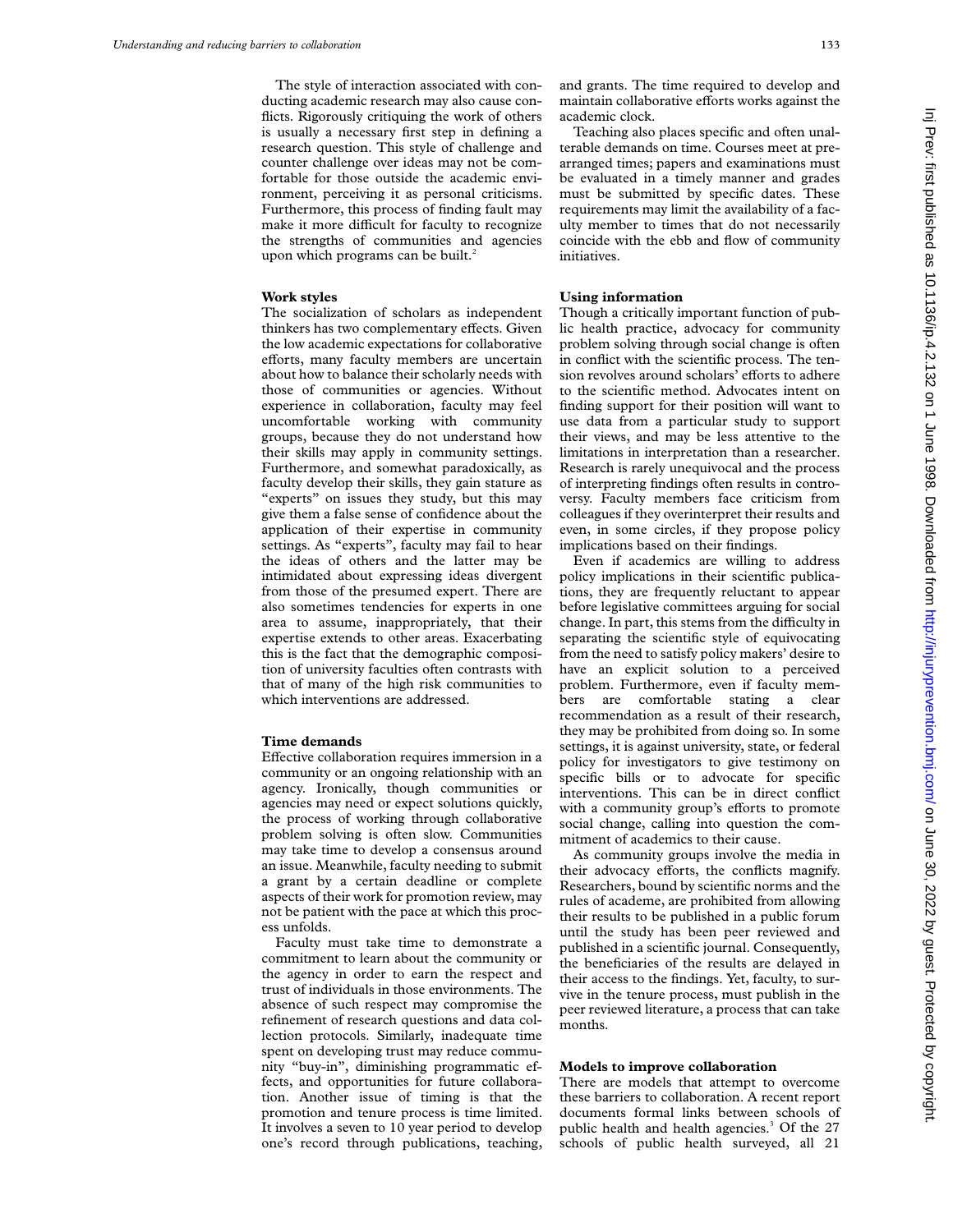The style of interaction associated with conducting academic research may also cause conflicts. Rigorously critiquing the work of others is usually a necessary first step in defining a research question. This style of challenge and counter challenge over ideas may not be comfortable for those outside the academic environment, perceiving it as personal criticisms. Furthermore, this process of finding fault may make it more difficult for faculty to recognize the strengths of communities and agencies upon which programs can be built.[2]

### Work styles

The socialization of scholars as independent thinkers has two complementary effects. Given the low academic expectations for collaborative efforts, many faculty members are uncertain about how to balance their scholarly needs with those of communities or agencies. Without experience in collaboration, faculty may feel uncomfortable working with community groups, because they do not understand how their skills may apply in community settings. Furthermore, and somewhat paradoxically, as faculty develop their skills, they gain stature as "experts" on issues they study, but this may give them a false sense of confidence about the application of their expertise in community settings. As "experts", faculty may fail to hear the ideas of others and the latter may be intimidated about expressing ideas divergent from those of the presumed expert. There are also sometimes tendencies for experts in one area to assume, inappropriately, that their expertise extends to other areas. Exacerbating this is the fact that the demographic composition of university faculties often contrasts with that of many of the high risk communities to which interventions are addressed.

### Time demands

Effective collaboration requires immersion in a community or an ongoing relationship with an agency. Ironically, though communities or agencies may need or expect solutions quickly, the process of working through collaborative problem solving is often slow. Communities may take time to develop a consensus around an issue. Meanwhile, faculty needing to submit a grant by a certain deadline or complete aspects of their work for promotion review, may not be patient with the pace at which this process unfolds.

Faculty must take time to demonstrate a commitment to learn about the community or the agency in order to earn the respect and trust of individuals in those environments. The absence of such respect may compromise the refinement of research questions and data collection protocols. Similarly, inadequate time spent on developing trust may reduce community "buy-in", diminishing programmatic effects, and opportunities for future collaboration. Another issue of timing is that the promotion and tenure process is time limited. It involves a seven to 10 year period to develop one's record through publications, teaching, and grants. The time required to develop and maintain collaborative efforts works against the academic clock.

Teaching also places specific and often unalterable demands on time. Courses meet at prearranged times; papers and examinations must be evaluated in a timely manner and grades must be submitted by specific dates. These requirements may limit the availability of a faculty member to times that do not necessarily coincide with the ebb and flow of community initiatives.

### Using information

Though a critically important function of public health practice, advocacy for community problem solving through social change is often in conflict with the scientific process. The tension revolves around scholars' efforts to adhere to the scientific method. Advocates intent on finding support for their position will want to use data from a particular study to support their views, and may be less attentive to the limitations in interpretation than a researcher. Research is rarely unequivocal and the process of interpreting findings often results in controversy. Faculty members face criticism from colleagues if they overinterpret their results and even, in some circles, if they propose policy implications based on their findings.

Even if academics are willing to address policy implications in their scientific publications, they are frequently reluctant to appear before legislative committees arguing for social change. In part, this stems from the difficulty in separating the scientific style of equivocating from the need to satisfy policy makers' desire to have an explicit solution to a perceived problem. Furthermore, even if faculty members are comfortable stating a clear recommendation as a result of their research, they may be prohibited from doing so. In some settings, it is against university, state, or federal policy for investigators to give testimony on specific bills or to advocate for specific interventions. This can be in direct conflict with a community group's efforts to promote social change, calling into question the commitment of academics to their cause.

As community groups involve the media in their advocacy efforts, the conflicts magnify. Researchers, bound by scientific norms and the rules of academe, are prohibited from allowing their results to be published in a public forum until the study has been peer reviewed and published in a scientific journal. Consequently, the beneficiaries of the results are delayed in their access to the findings. Yet, faculty, to survive in the tenure process, must publish in the peer reviewed literature, a process that can take months.

### Models to improve collaboration

There are models that attempt to overcome these barriers to collaboration. A recent report documents formal links between schools of public health and health agencies.[3] Of the 27 schools of public health surveyed, all 21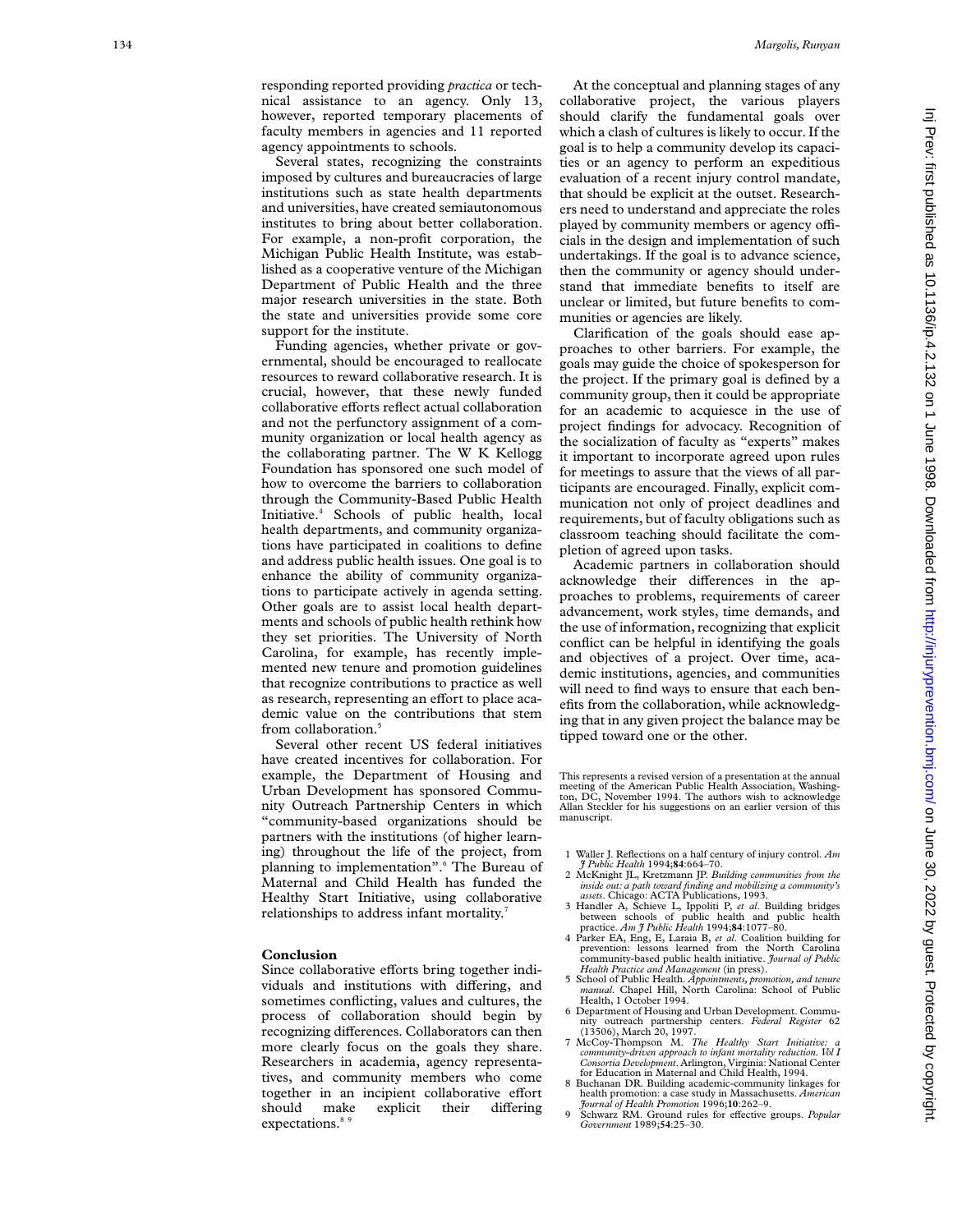responding reported providing *practica* or technical assistance to an agency. Only 13, however, reported temporary placements of faculty members in agencies and 11 reported agency appointments to schools.

Several states, recognizing the constraints imposed by cultures and bureaucracies of large institutions such as state health departments and universities, have created semiautonomous institutes to bring about better collaboration. For example, a non-profit corporation, the Michigan Public Health Institute, was established as a cooperative venture of the Michigan Department of Public Health and the three major research universities in the state. Both the state and universities provide some core support for the institute.

Funding agencies, whether private or governmental, should be encouraged to reallocate resources to reward collaborative research. It is crucial, however, that these newly funded collaborative efforts reflect actual collaboration and not the perfunctory assignment of a community organization or local health agency as the collaborating partner. The W K Kellogg Foundation has sponsored one such model of how to overcome the barriers to collaboration through the Community-Based Public Health Initiative.[4] Schools of public health, local health departments, and community organizations have participated in coalitions to define and address public health issues. One goal is to enhance the ability of community organizations to participate actively in agenda setting. Other goals are to assist local health departments and schools of public health rethink how they set priorities. The University of North Carolina, for example, has recently implemented new tenure and promotion guidelines that recognize contributions to practice as well as research, representing an effort to place academic value on the contributions that stem from collaboration.[5]

Several other recent US federal initiatives have created incentives for collaboration. For example, the Department of Housing and Urban Development has sponsored Community Outreach Partnership Centers in which "community-based organizations should be partners with the institutions (of higher learning) throughout the life of the project, from planning to implementation".[6] The Bureau of Maternal and Child Health has funded the Healthy Start Initiative, using collaborative relationships to address infant mortality.[7]

## Conclusion

Since collaborative efforts bring together individuals and institutions with differing, and sometimes conflicting, values and cultures, the process of collaboration should begin by recognizing differences. Collaborators can then more clearly focus on the goals they share. Researchers in academia, agency representatives, and community members who come together in an incipient collaborative effort should make explicit their differing expectations.[8,9]

At the conceptual and planning stages of any collaborative project, the various players should clarify the fundamental goals over which a clash of cultures is likely to occur. If the goal is to help a community develop its capacities or an agency to perform an expeditious evaluation of a recent injury control mandate, that should be explicit at the outset. Researchers need to understand and appreciate the roles played by community members or agency officials in the design and implementation of such undertakings. If the goal is to advance science, then the community or agency should understand that immediate benefits to itself are unclear or limited, but future benefits to communities or agencies are likely.

Clarification of the goals should ease approaches to other barriers. For example, the goals may guide the choice of spokesperson for the project. If the primary goal is defined by a community group, then it could be appropriate for an academic to acquiesce in the use of project findings for advocacy. Recognition of the socialization of faculty as "experts" makes it important to incorporate agreed upon rules for meetings to assure that the views of all participants are encouraged. Finally, explicit communication not only of project deadlines and requirements, but of faculty obligations such as classroom teaching should facilitate the completion of agreed upon tasks.

Academic partners in collaboration should acknowledge their differences in the approaches to problems, requirements of career advancement, work styles, time demands, and the use of information, recognizing that explicit conflict can be helpful in identifying the goals and objectives of a project. Over time, academic institutions, agencies, and communities will need to find ways to ensure that each benefits from the collaboration, while acknowledging that in any given project the balance may be tipped toward one or the other.

This represents a revised version of a presentation at the annual meeting of the American Public Health Association, Washington, DC, November 1994. The authors wish to acknowledge Allan Steckler for his suggestions on an earlier version of this manuscript.

1. Waller J. Reflections on a half century of injury control. *Am J Public Health* 1994;**84**:664–70.
2. McKnight JL, Kretzmann JP. *Building communities from the inside out: a path toward finding and mobilizing a community's assets*. Chicago: ACTA Publications, 1993.
3. Handler A, Schieve L, Ippoliti P, *et al*. Building bridges between schools of public health and public health practice. *Am J Public Health* 1994;**84**:1077–80.
4. Parker EA, Eng, E, Laraia B, *et al*. Coalition building for prevention: lessons learned from the North Carolina community-based public health initiative. *Journal of Public Health Practice and Management* (in press).
5. School of Public Health. *Appointments, promotion, and tenure manual*. Chapel Hill, North Carolina: School of Public Health, 1 October 1994.
6. Department of Housing and Urban Development. Community outreach partnership centers. *Federal Register* 62 (13506), March 20, 1997.
7. McCoy-Thompson M. *The Healthy Start Initiative: a community-driven approach to infant mortality reduction. Vol I Consortia Development*. Arlington, Virginia: National Center for Education in Maternal and Child Health, 1994.
8. Buchanan DR. Building academic-community linkages for health promotion: a case study in Massachusetts. *American Journal of Health Promotion* 1996;**10**:262–9.
9. Schwarz RM. Ground rules for effective groups. *Popular Government* 1989;**54**:25–30.